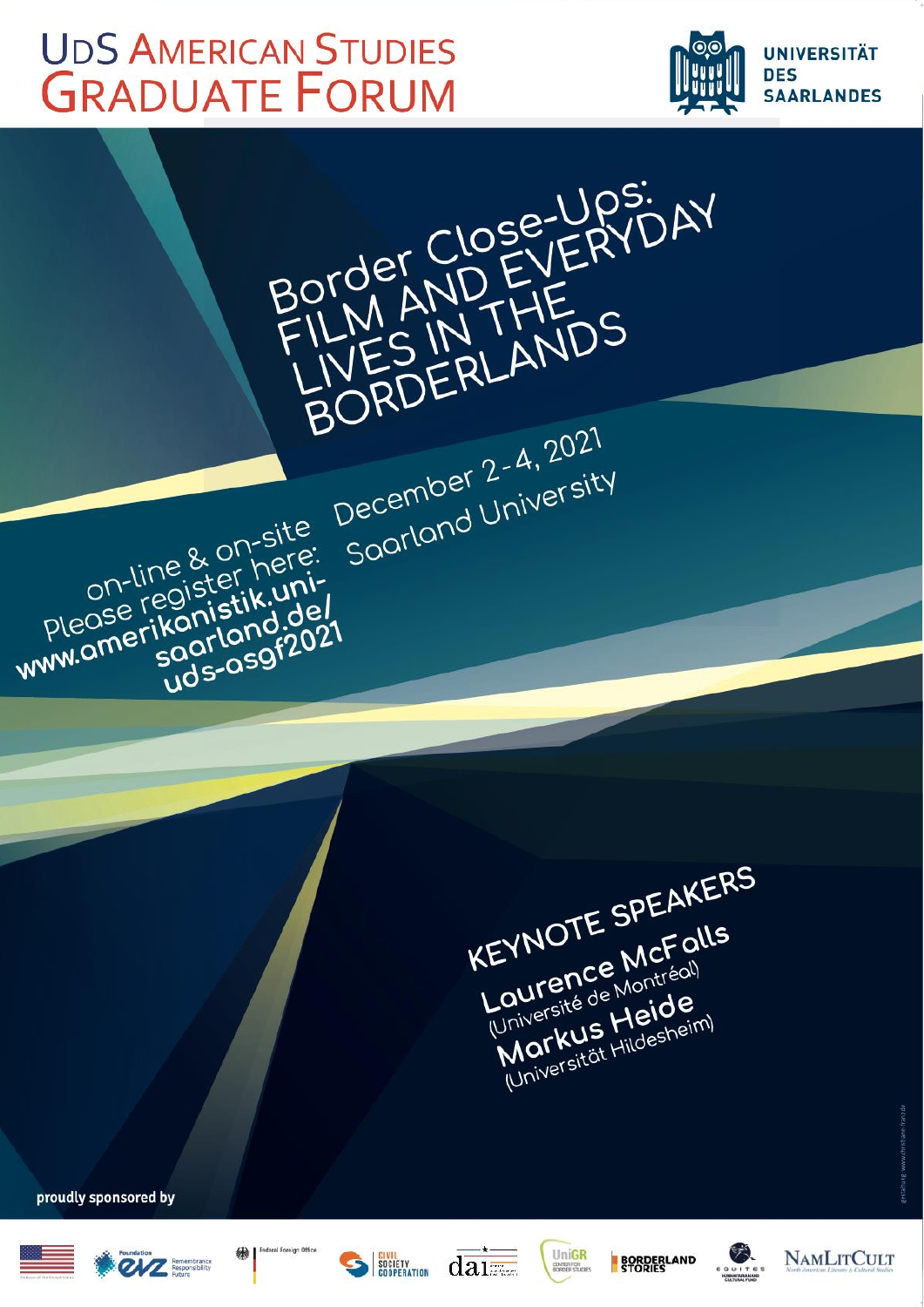# UdS American Studies Graduate Forum

UNIVERSITÄT DES SAARLANDES

## Border Close-Ups: FILM AND EVERYDAY LIVES IN THE BORDERLANDS

December 2-4, 2021
Saarland University

on-line & on-site

Please register here: **www.amerikanistik.uni-saarland.de/uds-asgf2021**

## KEYNOTE SPEAKERS

**Laurence McFalls**
(Université de Montréal)

**Markus Heide**
(Universität Hildesheim)

**proudly sponsored by**

Foundation EVZ Remembrance Responsibility Future

Federal Foreign Office

CIVIL SOCIETY COOPERATION

dai

UniGR Center for Border Studies

BORDERLAND STORIES

EQUITES Humanitarian Cultural Fund

NAMLITCULT North American Literature & Cultural Studies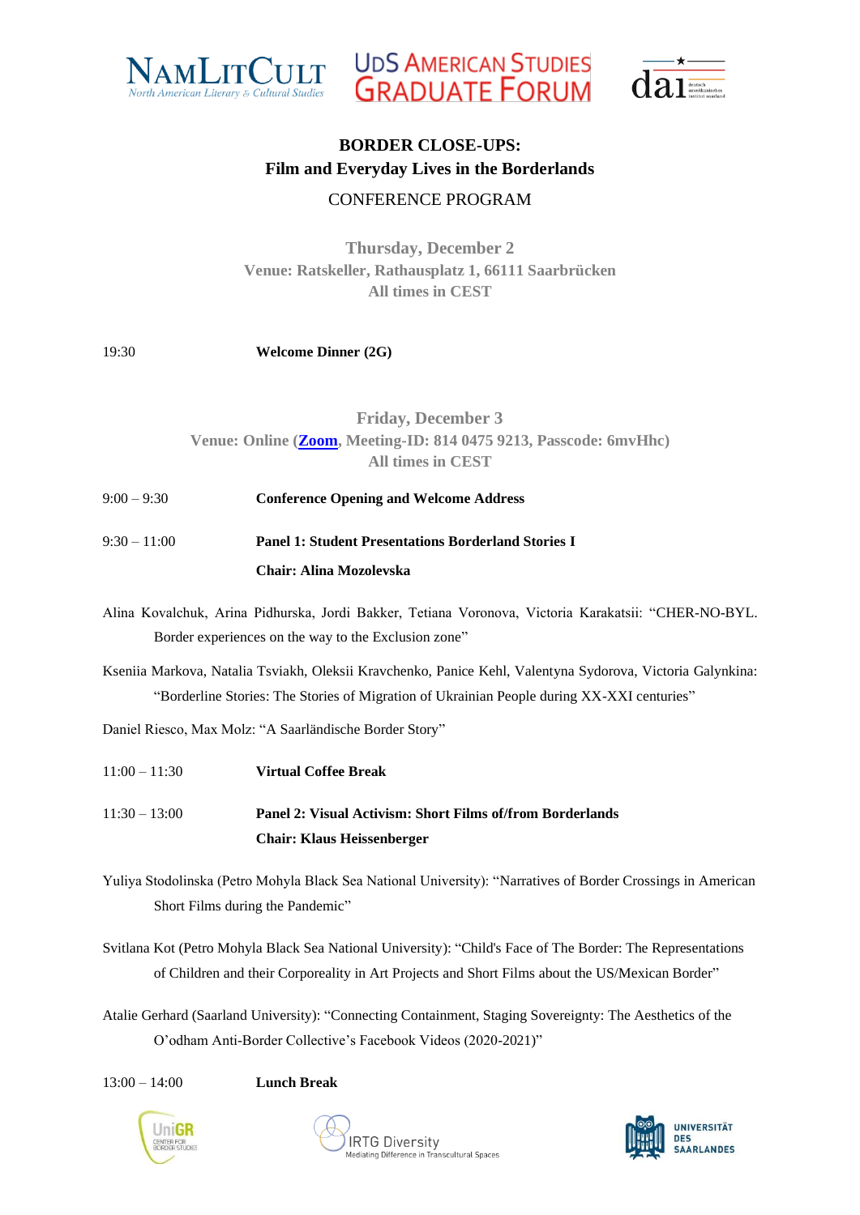# BORDER CLOSE-UPS:
## Film and Everyday Lives in the Borderlands

CONFERENCE PROGRAM

**Thursday, December 2**
**Venue: Ratskeller, Rathausplatz 1, 66111 Saarbrücken**
**All times in CEST**

19:30 **Welcome Dinner (2G)**

**Friday, December 3**
**Venue: Online (Zoom, Meeting-ID: 814 0475 9213, Passcode: 6mvHhc)**
**All times in CEST**

9:00 – 9:30 **Conference Opening and Welcome Address**

9:30 – 11:00 **Panel 1: Student Presentations Borderland Stories I**

**Chair: Alina Mozolevska**

Alina Kovalchuk, Arina Pidhurska, Jordi Bakker, Tetiana Voronova, Victoria Karakatsii: "CHER-NO-BYL. Border experiences on the way to the Exclusion zone"

Kseniia Markova, Natalia Tsviakh, Oleksii Kravchenko, Panice Kehl, Valentyna Sydorova, Victoria Galynkina: "Borderline Stories: The Stories of Migration of Ukrainian People during XX-XXI centuries"

Daniel Riesco, Max Molz: "A Saarländische Border Story"

11:00 – 11:30 **Virtual Coffee Break**

11:30 – 13:00 **Panel 2: Visual Activism: Short Films of/from Borderlands**

**Chair: Klaus Heissenberger**

Yuliya Stodolinska (Petro Mohyla Black Sea National University): "Narratives of Border Crossings in American Short Films during the Pandemic"

Svitlana Kot (Petro Mohyla Black Sea National University): "Child's Face of The Border: The Representations of Children and their Corporeality in Art Projects and Short Films about the US/Mexican Border"

Atalie Gerhard (Saarland University): "Connecting Containment, Staging Sovereignty: The Aesthetics of the O'odham Anti-Border Collective's Facebook Videos (2020-2021)"

13:00 – 14:00 **Lunch Break**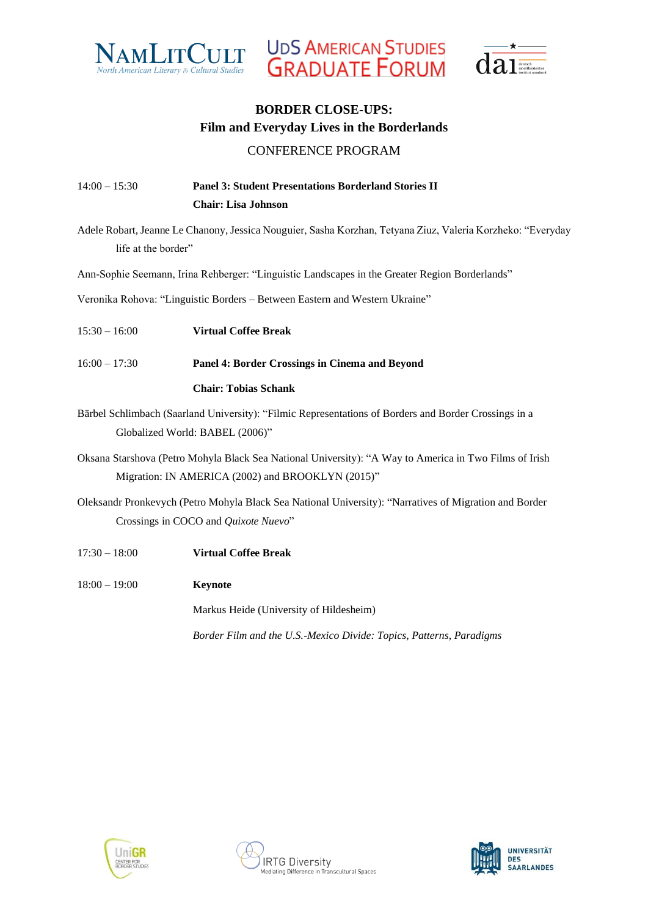# BORDER CLOSE-UPS:
## Film and Everyday Lives in the Borderlands

CONFERENCE PROGRAM

14:00 – 15:30 **Panel 3: Student Presentations Borderland Stories II**

**Chair: Lisa Johnson**

Adele Robart, Jeanne Le Chanony, Jessica Nouguier, Sasha Korzhan, Tetyana Ziuz, Valeria Korzheko: "Everyday life at the border"

Ann-Sophie Seemann, Irina Rehberger: "Linguistic Landscapes in the Greater Region Borderlands"

Veronika Rohova: "Linguistic Borders – Between Eastern and Western Ukraine"

15:30 – 16:00 **Virtual Coffee Break**

16:00 – 17:30 **Panel 4: Border Crossings in Cinema and Beyond**

**Chair: Tobias Schank**

Bärbel Schlimbach (Saarland University): "Filmic Representations of Borders and Border Crossings in a Globalized World: BABEL (2006)"

Oksana Starshova (Petro Mohyla Black Sea National University): "A Way to America in Two Films of Irish Migration: IN AMERICA (2002) and BROOKLYN (2015)"

Oleksandr Pronkevych (Petro Mohyla Black Sea National University): "Narratives of Migration and Border Crossings in COCO and *Quixote Nuevo*"

17:30 – 18:00 **Virtual Coffee Break**

18:00 – 19:00 **Keynote**

Markus Heide (University of Hildesheim)

*Border Film and the U.S.-Mexico Divide: Topics, Patterns, Paradigms*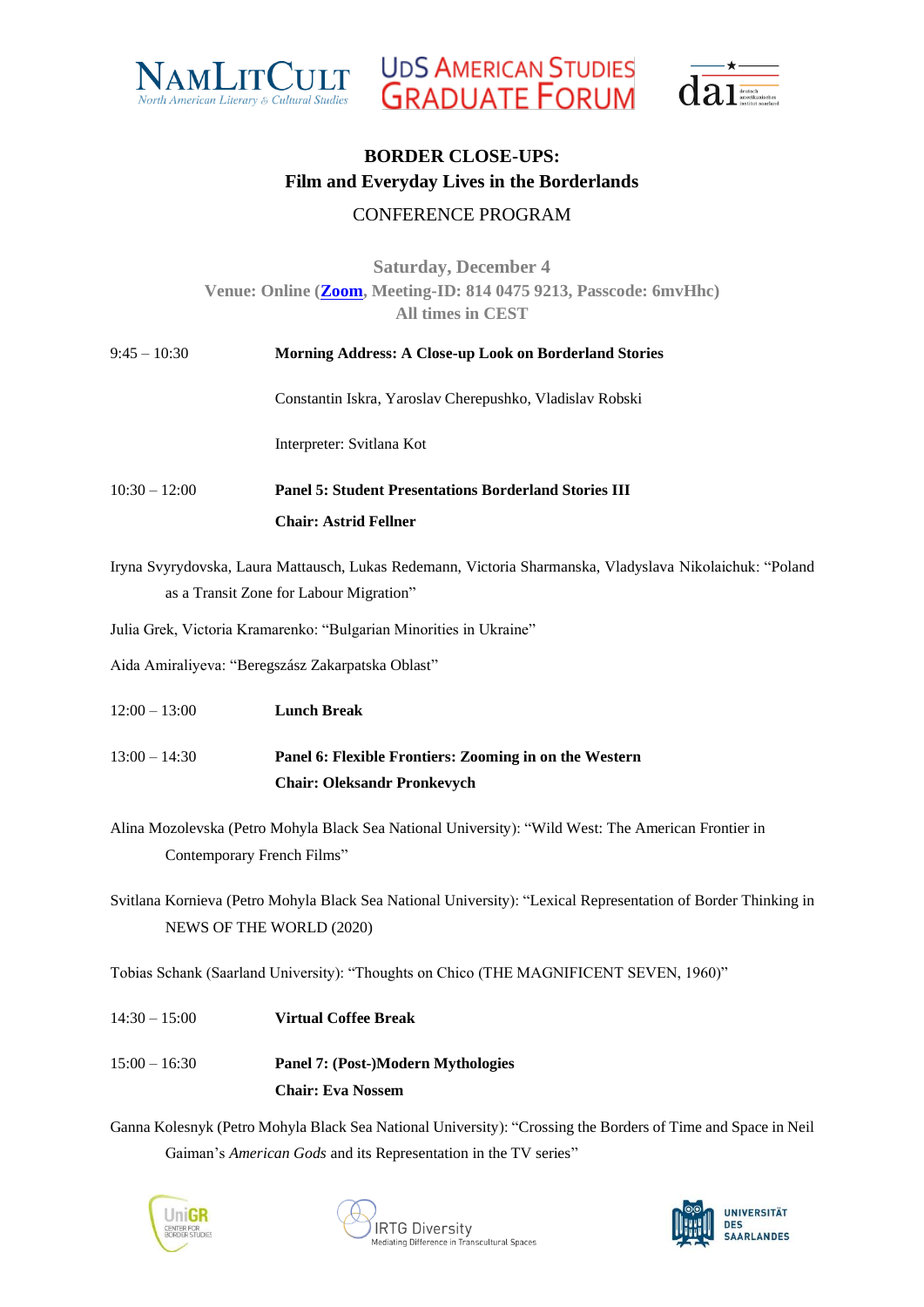## BORDER CLOSE-UPS:
## Film and Everyday Lives in the Borderlands

CONFERENCE PROGRAM

**Saturday, December 4**
**Venue: Online (Zoom, Meeting-ID: 814 0475 9213, Passcode: 6mvHhc)**
**All times in CEST**

9:45 – 10:30 **Morning Address: A Close-up Look on Borderland Stories**

Constantin Iskra, Yaroslav Cherepushko, Vladislav Robski

Interpreter: Svitlana Kot

10:30 – 12:00 **Panel 5: Student Presentations Borderland Stories III**

**Chair: Astrid Fellner**

Iryna Svyrydovska, Laura Mattausch, Lukas Redemann, Victoria Sharmanska, Vladyslava Nikolaichuk: "Poland as a Transit Zone for Labour Migration"

Julia Grek, Victoria Kramarenko: "Bulgarian Minorities in Ukraine"

Aida Amiraliyeva: "Beregszász Zakarpatska Oblast"

12:00 – 13:00 **Lunch Break**

13:00 – 14:30 **Panel 6: Flexible Frontiers: Zooming in on the Western**

**Chair: Oleksandr Pronkevych**

Alina Mozolevska (Petro Mohyla Black Sea National University): "Wild West: The American Frontier in Contemporary French Films"

Svitlana Kornieva (Petro Mohyla Black Sea National University): "Lexical Representation of Border Thinking in NEWS OF THE WORLD (2020)

Tobias Schank (Saarland University): "Thoughts on Chico (THE MAGNIFICENT SEVEN, 1960)"

14:30 – 15:00 **Virtual Coffee Break**

15:00 – 16:30 **Panel 7: (Post-)Modern Mythologies**

**Chair: Eva Nossem**

Ganna Kolesnyk (Petro Mohyla Black Sea National University): "Crossing the Borders of Time and Space in Neil Gaiman's *American Gods* and its Representation in the TV series"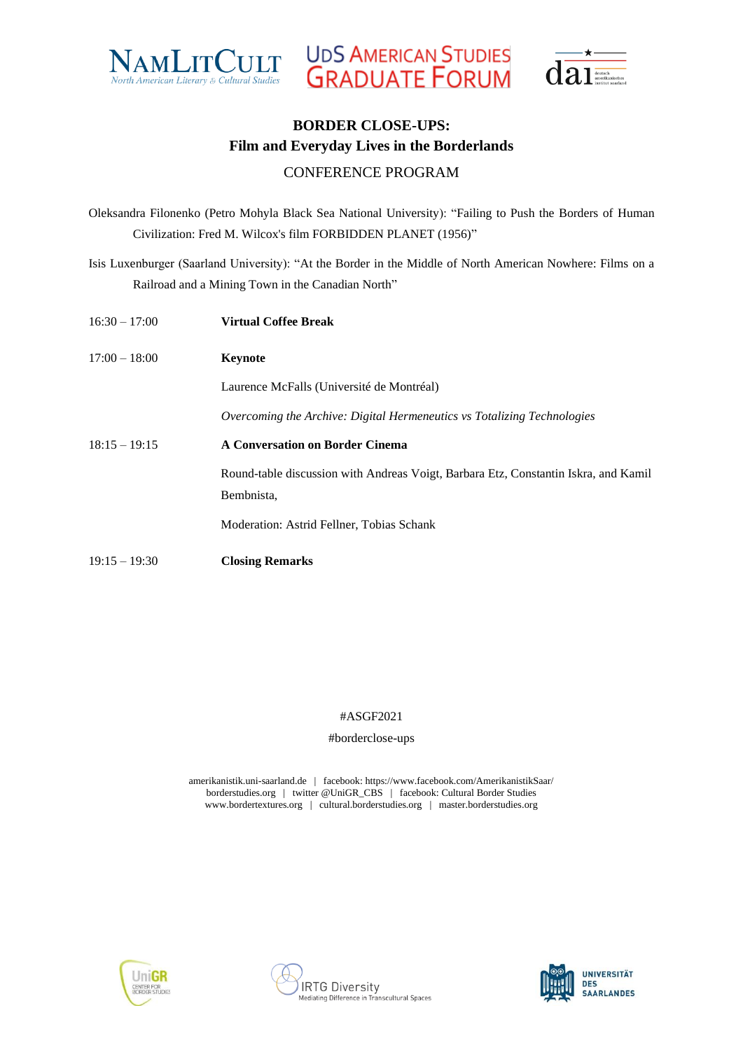NAMLITCULT North American Literary & Cultural Studies | UDS AMERICAN STUDIES GRADUATE FORUM | dai deutsch-amerikanisches institut saarland

# BORDER CLOSE-UPS:
## Film and Everyday Lives in the Borderlands

CONFERENCE PROGRAM

Oleksandra Filonenko (Petro Mohyla Black Sea National University): “Failing to Push the Borders of Human Civilization: Fred M. Wilcox's film FORBIDDEN PLANET (1956)”

Isis Luxenburger (Saarland University): “At the Border in the Middle of North American Nowhere: Films on a Railroad and a Mining Town in the Canadian North”

| | |
|---|---|
| 16:30 – 17:00 | **Virtual Coffee Break** |
| 17:00 – 18:00 | **Keynote**<br>Laurence McFalls (Université de Montréal)<br>*Overcoming the Archive: Digital Hermeneutics vs Totalizing Technologies* |
| 18:15 – 19:15 | **A Conversation on Border Cinema**<br>Round-table discussion with Andreas Voigt, Barbara Etz, Constantin Iskra, and Kamil Bembnista,<br>Moderation: Astrid Fellner, Tobias Schank |
| 19:15 – 19:30 | **Closing Remarks** |

#ASGF2021

#borderclose-ups

amerikanistik.uni-saarland.de | facebook: https://www.facebook.com/AmerikanistikSaar/
borderstudies.org | twitter @UniGR_CBS | facebook: Cultural Border Studies
www.bordertextures.org | cultural.borderstudies.org | master.borderstudies.org

UniGR CENTER FOR BORDER STUDIES | IRTG Diversity Mediating Difference in Transcultural Spaces | UNIVERSITÄT DES SAARLANDES